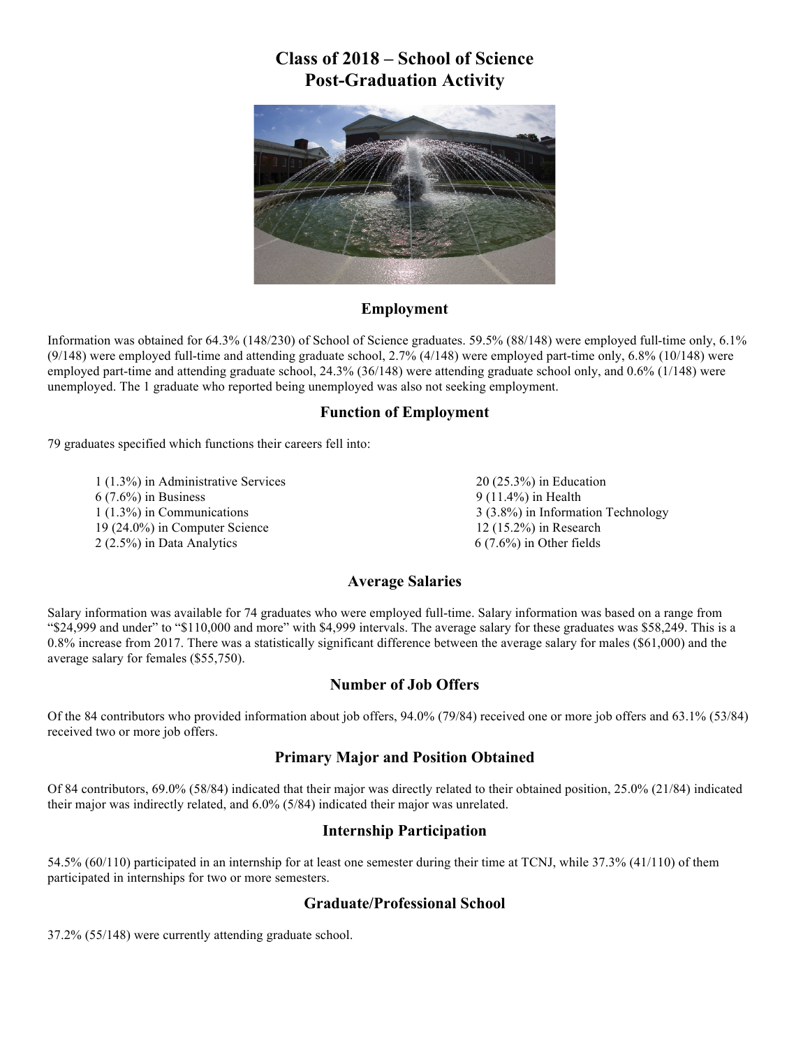# Class of 2018 – School of Science
# Post-Graduation Activity

## Employment

Information was obtained for 64.3% (148/230) of School of Science graduates. 59.5% (88/148) were employed full-time only, 6.1% (9/148) were employed full-time and attending graduate school, 2.7% (4/148) were employed part-time only, 6.8% (10/148) were employed part-time and attending graduate school, 24.3% (36/148) were attending graduate school only, and 0.6% (1/148) were unemployed. The 1 graduate who reported being unemployed was also not seeking employment.

## Function of Employment

79 graduates specified which functions their careers fell into:

- 1 (1.3%) in Administrative Services
- 6 (7.6%) in Business
- 1 (1.3%) in Communications
- 19 (24.0%) in Computer Science
- 2 (2.5%) in Data Analytics
- 20 (25.3%) in Education
- 9 (11.4%) in Health
- 3 (3.8%) in Information Technology
- 12 (15.2%) in Research
- 6 (7.6%) in Other fields

## Average Salaries

Salary information was available for 74 graduates who were employed full-time. Salary information was based on a range from "$24,999 and under" to "$110,000 and more" with $4,999 intervals. The average salary for these graduates was $58,249. This is a 0.8% increase from 2017. There was a statistically significant difference between the average salary for males ($61,000) and the average salary for females ($55,750).

## Number of Job Offers

Of the 84 contributors who provided information about job offers, 94.0% (79/84) received one or more job offers and 63.1% (53/84) received two or more job offers.

## Primary Major and Position Obtained

Of 84 contributors, 69.0% (58/84) indicated that their major was directly related to their obtained position, 25.0% (21/84) indicated their major was indirectly related, and 6.0% (5/84) indicated their major was unrelated.

## Internship Participation

54.5% (60/110) participated in an internship for at least one semester during their time at TCNJ, while 37.3% (41/110) of them participated in internships for two or more semesters.

## Graduate/Professional School

37.2% (55/148) were currently attending graduate school.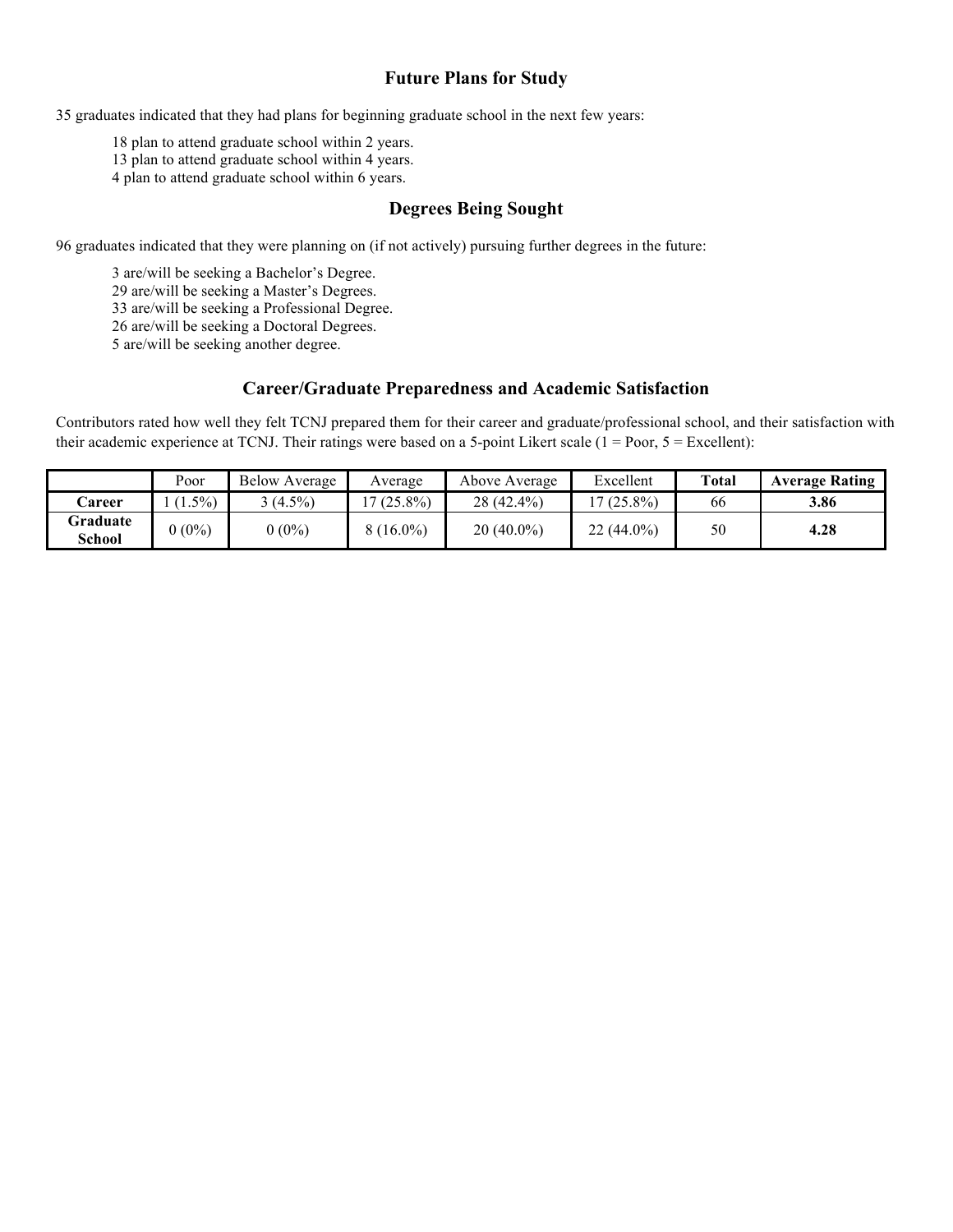## Future Plans for Study

35 graduates indicated that they had plans for beginning graduate school in the next few years:

18 plan to attend graduate school within 2 years.
13 plan to attend graduate school within 4 years.
4 plan to attend graduate school within 6 years.

## Degrees Being Sought

96 graduates indicated that they were planning on (if not actively) pursuing further degrees in the future:

3 are/will be seeking a Bachelor's Degree.
29 are/will be seeking a Master's Degrees.
33 are/will be seeking a Professional Degree.
26 are/will be seeking a Doctoral Degrees.
5 are/will be seeking another degree.

## Career/Graduate Preparedness and Academic Satisfaction

Contributors rated how well they felt TCNJ prepared them for their career and graduate/professional school, and their satisfaction with their academic experience at TCNJ. Their ratings were based on a 5-point Likert scale (1 = Poor, 5 = Excellent):

| | Poor | Below Average | Average | Above Average | Excellent | **Total** | **Average Rating** |
|---|---|---|---|---|---|---|---|
| **Career** | 1 (1.5%) | 3 (4.5%) | 17 (25.8%) | 28 (42.4%) | 17 (25.8%) | 66 | **3.86** |
| **Graduate School** | 0 (0%) | 0 (0%) | 8 (16.0%) | 20 (40.0%) | 22 (44.0%) | 50 | **4.28** |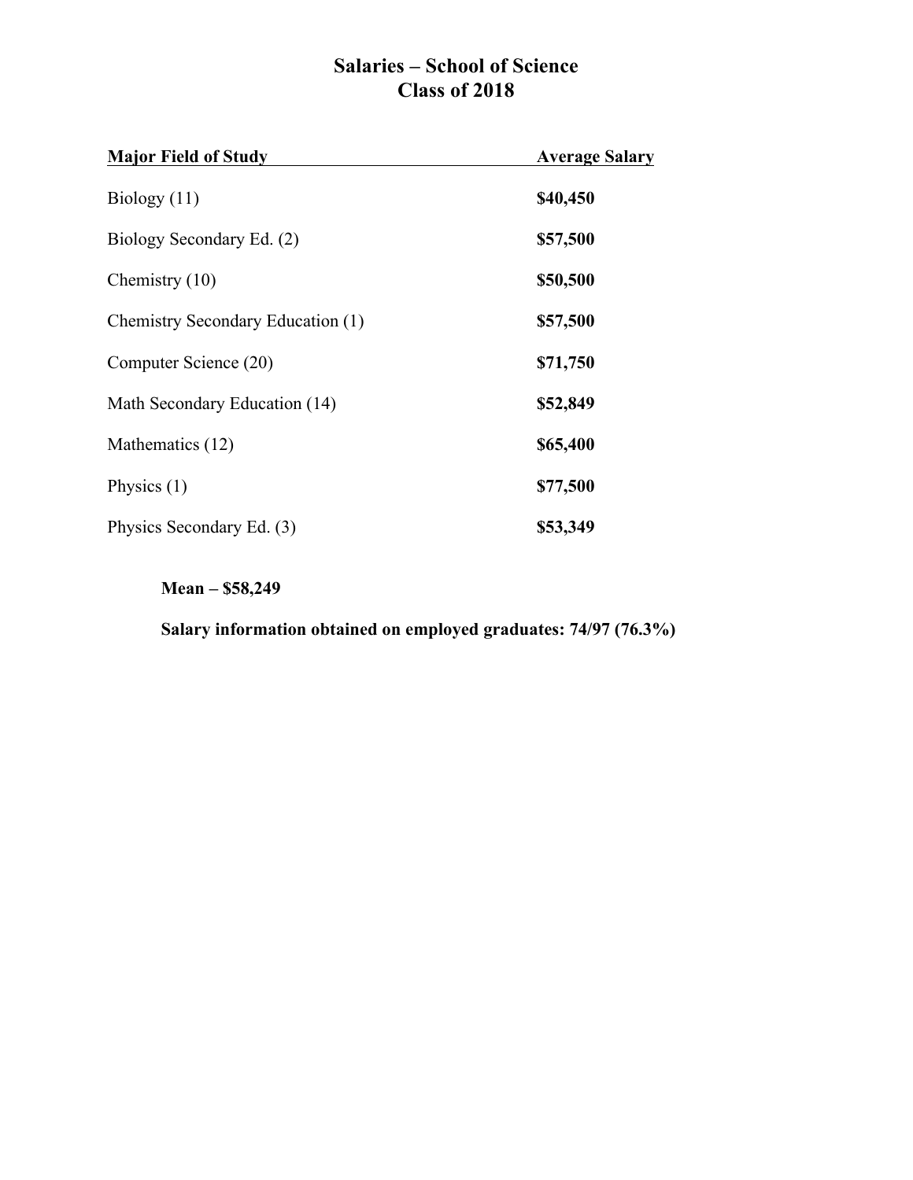# Salaries – School of Science
## Class of 2018

| Major Field of Study | Average Salary |
|---|---|
| Biology (11) | **\$40,450** |
| Biology Secondary Ed. (2) | **\$57,500** |
| Chemistry (10) | **\$50,500** |
| Chemistry Secondary Education (1) | **\$57,500** |
| Computer Science (20) | **\$71,750** |
| Math Secondary Education (14) | **\$52,849** |
| Mathematics (12) | **\$65,400** |
| Physics (1) | **\$77,500** |
| Physics Secondary Ed. (3) | **\$53,349** |

**Mean – \$58,249**

**Salary information obtained on employed graduates: 74/97 (76.3%)**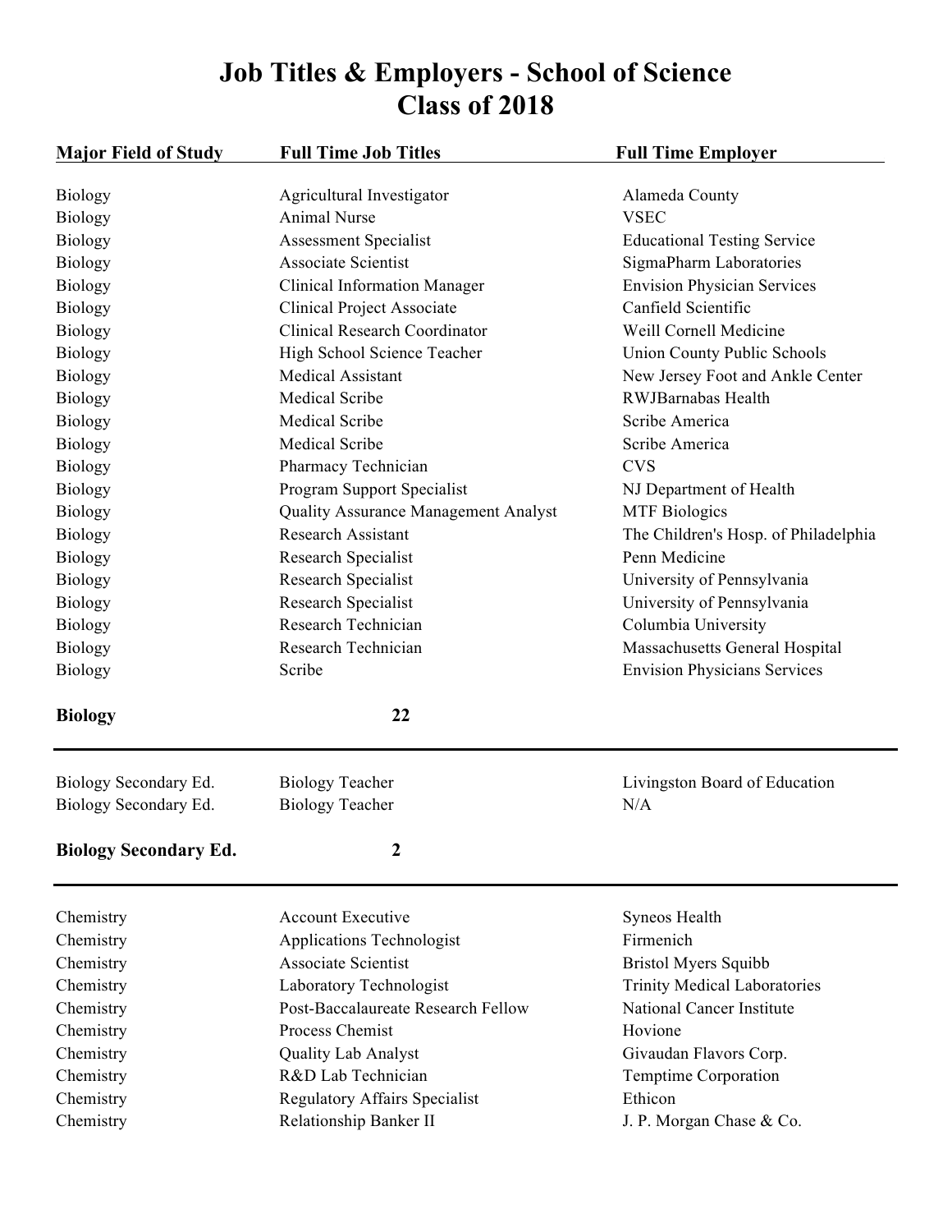# Job Titles & Employers - School of Science
## Class of 2018

| Major Field of Study | Full Time Job Titles | Full Time Employer |
|---|---|---|
| Biology | Agricultural Investigator | Alameda County |
| Biology | Animal Nurse | VSEC |
| Biology | Assessment Specialist | Educational Testing Service |
| Biology | Associate Scientist | SigmaPharm Laboratories |
| Biology | Clinical Information Manager | Envision Physician Services |
| Biology | Clinical Project Associate | Canfield Scientific |
| Biology | Clinical Research Coordinator | Weill Cornell Medicine |
| Biology | High School Science Teacher | Union County Public Schools |
| Biology | Medical Assistant | New Jersey Foot and Ankle Center |
| Biology | Medical Scribe | RWJBarnabas Health |
| Biology | Medical Scribe | Scribe America |
| Biology | Medical Scribe | Scribe America |
| Biology | Pharmacy Technician | CVS |
| Biology | Program Support Specialist | NJ Department of Health |
| Biology | Quality Assurance Management Analyst | MTF Biologics |
| Biology | Research Assistant | The Children's Hosp. of Philadelphia |
| Biology | Research Specialist | Penn Medicine |
| Biology | Research Specialist | University of Pennsylvania |
| Biology | Research Specialist | University of Pennsylvania |
| Biology | Research Technician | Columbia University |
| Biology | Research Technician | Massachusetts General Hospital |
| Biology | Scribe | Envision Physicians Services |
| **Biology** | **22** | |
| Biology Secondary Ed. | Biology Teacher | Livingston Board of Education |
| Biology Secondary Ed. | Biology Teacher | N/A |
| **Biology Secondary Ed.** | **2** | |
| Chemistry | Account Executive | Syneos Health |
| Chemistry | Applications Technologist | Firmenich |
| Chemistry | Associate Scientist | Bristol Myers Squibb |
| Chemistry | Laboratory Technologist | Trinity Medical Laboratories |
| Chemistry | Post-Baccalaureate Research Fellow | National Cancer Institute |
| Chemistry | Process Chemist | Hovione |
| Chemistry | Quality Lab Analyst | Givaudan Flavors Corp. |
| Chemistry | R&D Lab Technician | Temptime Corporation |
| Chemistry | Regulatory Affairs Specialist | Ethicon |
| Chemistry | Relationship Banker II | J. P. Morgan Chase & Co. |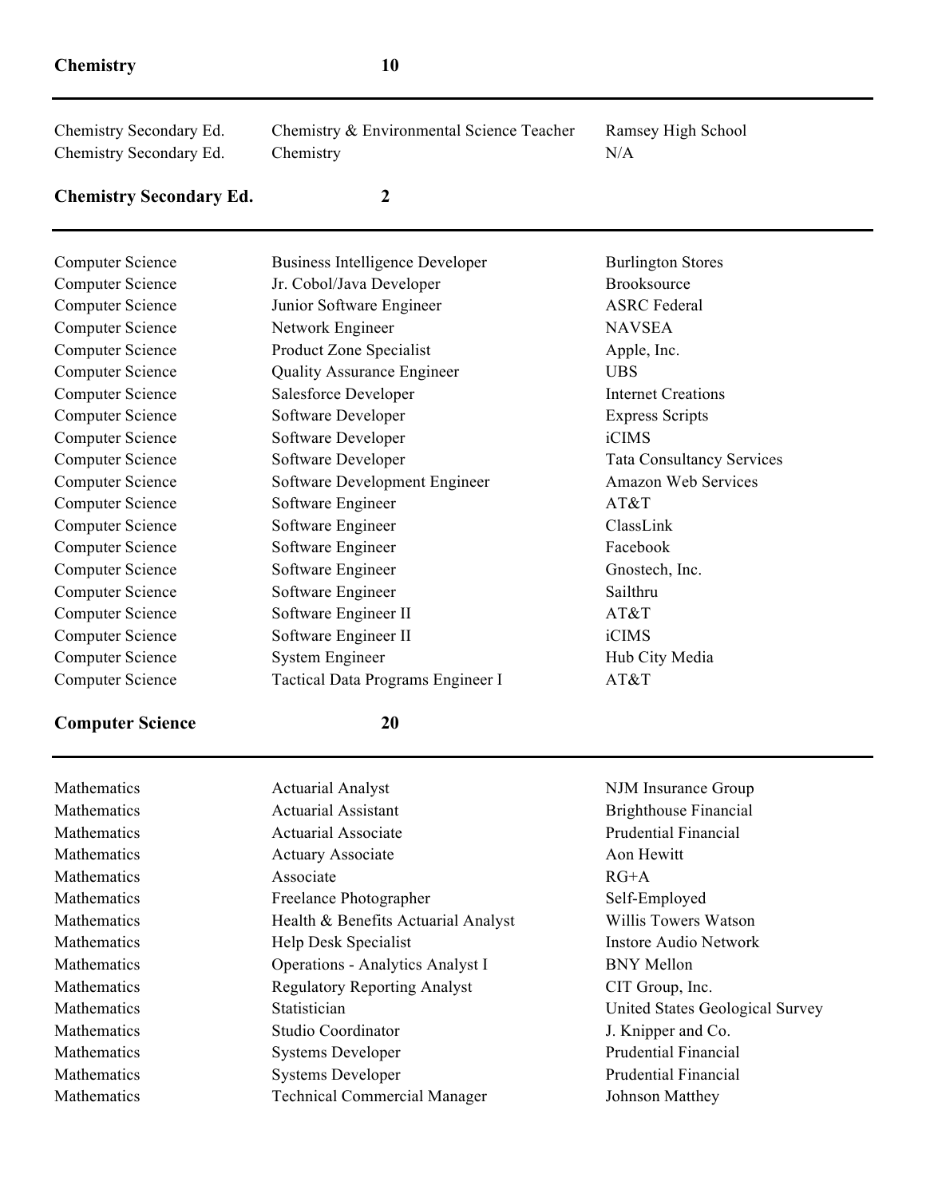**Chemistry** **10**

---

| | | |
|---|---|---|
| Chemistry Secondary Ed. | Chemistry & Environmental Science Teacher | Ramsey High School |
| Chemistry Secondary Ed. | Chemistry | N/A |

**Chemistry Secondary Ed.** **2**

---

| | | |
|---|---|---|
| Computer Science | Business Intelligence Developer | Burlington Stores |
| Computer Science | Jr. Cobol/Java Developer | Brooksource |
| Computer Science | Junior Software Engineer | ASRC Federal |
| Computer Science | Network Engineer | NAVSEA |
| Computer Science | Product Zone Specialist | Apple, Inc. |
| Computer Science | Quality Assurance Engineer | UBS |
| Computer Science | Salesforce Developer | Internet Creations |
| Computer Science | Software Developer | Express Scripts |
| Computer Science | Software Developer | iCIMS |
| Computer Science | Software Developer | Tata Consultancy Services |
| Computer Science | Software Development Engineer | Amazon Web Services |
| Computer Science | Software Engineer | AT&T |
| Computer Science | Software Engineer | ClassLink |
| Computer Science | Software Engineer | Facebook |
| Computer Science | Software Engineer | Gnostech, Inc. |
| Computer Science | Software Engineer | Sailthru |
| Computer Science | Software Engineer II | AT&T |
| Computer Science | Software Engineer II | iCIMS |
| Computer Science | System Engineer | Hub City Media |
| Computer Science | Tactical Data Programs Engineer I | AT&T |

**Computer Science** **20**

---

| | | |
|---|---|---|
| Mathematics | Actuarial Analyst | NJM Insurance Group |
| Mathematics | Actuarial Assistant | Brighthouse Financial |
| Mathematics | Actuarial Associate | Prudential Financial |
| Mathematics | Actuary Associate | Aon Hewitt |
| Mathematics | Associate | RG+A |
| Mathematics | Freelance Photographer | Self-Employed |
| Mathematics | Health & Benefits Actuarial Analyst | Willis Towers Watson |
| Mathematics | Help Desk Specialist | Instore Audio Network |
| Mathematics | Operations - Analytics Analyst I | BNY Mellon |
| Mathematics | Regulatory Reporting Analyst | CIT Group, Inc. |
| Mathematics | Statistician | United States Geological Survey |
| Mathematics | Studio Coordinator | J. Knipper and Co. |
| Mathematics | Systems Developer | Prudential Financial |
| Mathematics | Systems Developer | Prudential Financial |
| Mathematics | Technical Commercial Manager | Johnson Matthey |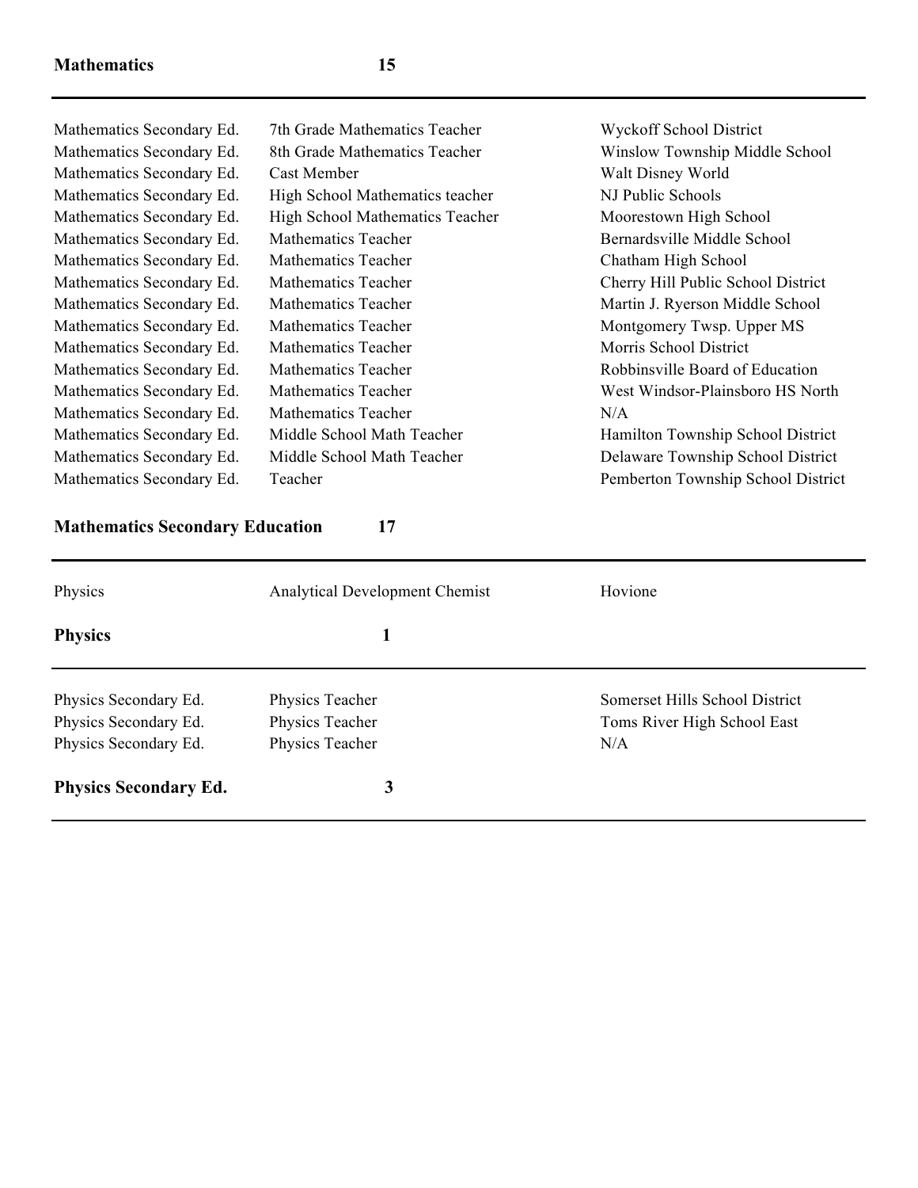**Mathematics** **15**

| | | |
|---|---|---|
| Mathematics Secondary Ed. | 7th Grade Mathematics Teacher | Wyckoff School District |
| Mathematics Secondary Ed. | 8th Grade Mathematics Teacher | Winslow Township Middle School |
| Mathematics Secondary Ed. | Cast Member | Walt Disney World |
| Mathematics Secondary Ed. | High School Mathematics teacher | NJ Public Schools |
| Mathematics Secondary Ed. | High School Mathematics Teacher | Moorestown High School |
| Mathematics Secondary Ed. | Mathematics Teacher | Bernardsville Middle School |
| Mathematics Secondary Ed. | Mathematics Teacher | Chatham High School |
| Mathematics Secondary Ed. | Mathematics Teacher | Cherry Hill Public School District |
| Mathematics Secondary Ed. | Mathematics Teacher | Martin J. Ryerson Middle School |
| Mathematics Secondary Ed. | Mathematics Teacher | Montgomery Twsp. Upper MS |
| Mathematics Secondary Ed. | Mathematics Teacher | Morris School District |
| Mathematics Secondary Ed. | Mathematics Teacher | Robbinsville Board of Education |
| Mathematics Secondary Ed. | Mathematics Teacher | West Windsor-Plainsboro HS North |
| Mathematics Secondary Ed. | Mathematics Teacher | N/A |
| Mathematics Secondary Ed. | Middle School Math Teacher | Hamilton Township School District |
| Mathematics Secondary Ed. | Middle School Math Teacher | Delaware Township School District |
| Mathematics Secondary Ed. | Teacher | Pemberton Township School District |

**Mathematics Secondary Education** **17**

| | | |
|---|---|---|
| Physics | Analytical Development Chemist | Hovione |

**Physics** **1**

| | | |
|---|---|---|
| Physics Secondary Ed. | Physics Teacher | Somerset Hills School District |
| Physics Secondary Ed. | Physics Teacher | Toms River High School East |
| Physics Secondary Ed. | Physics Teacher | N/A |

**Physics Secondary Ed.** **3**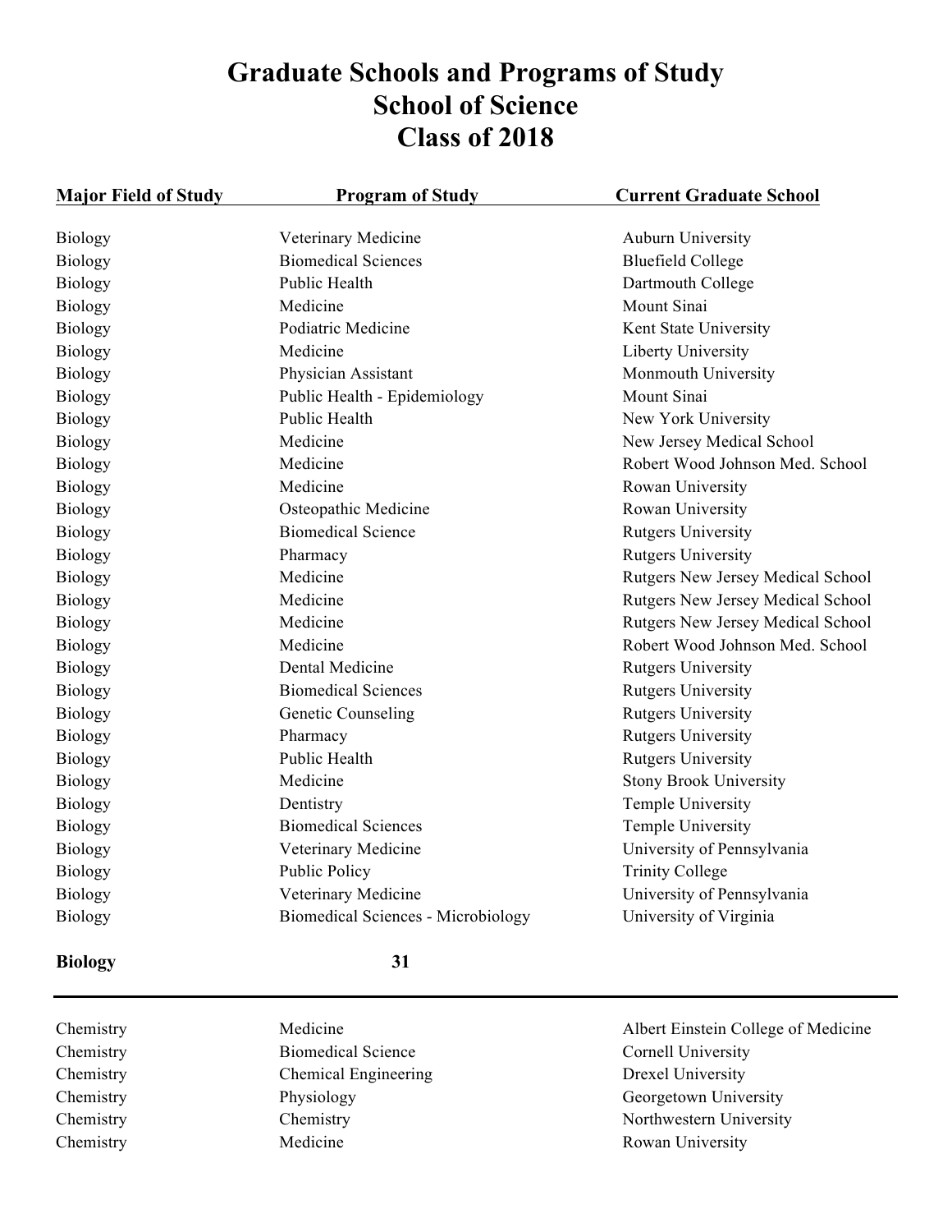# Graduate Schools and Programs of Study
# School of Science
# Class of 2018

| Major Field of Study | Program of Study | Current Graduate School |
|---|---|---|
| Biology | Veterinary Medicine | Auburn University |
| Biology | Biomedical Sciences | Bluefield College |
| Biology | Public Health | Dartmouth College |
| Biology | Medicine | Mount Sinai |
| Biology | Podiatric Medicine | Kent State University |
| Biology | Medicine | Liberty University |
| Biology | Physician Assistant | Monmouth University |
| Biology | Public Health - Epidemiology | Mount Sinai |
| Biology | Public Health | New York University |
| Biology | Medicine | New Jersey Medical School |
| Biology | Medicine | Robert Wood Johnson Med. School |
| Biology | Medicine | Rowan University |
| Biology | Osteopathic Medicine | Rowan University |
| Biology | Biomedical Science | Rutgers University |
| Biology | Pharmacy | Rutgers University |
| Biology | Medicine | Rutgers New Jersey Medical School |
| Biology | Medicine | Rutgers New Jersey Medical School |
| Biology | Medicine | Rutgers New Jersey Medical School |
| Biology | Medicine | Robert Wood Johnson Med. School |
| Biology | Dental Medicine | Rutgers University |
| Biology | Biomedical Sciences | Rutgers University |
| Biology | Genetic Counseling | Rutgers University |
| Biology | Pharmacy | Rutgers University |
| Biology | Public Health | Rutgers University |
| Biology | Medicine | Stony Brook University |
| Biology | Dentistry | Temple University |
| Biology | Biomedical Sciences | Temple University |
| Biology | Veterinary Medicine | University of Pennsylvania |
| Biology | Public Policy | Trinity College |
| Biology | Veterinary Medicine | University of Pennsylvania |
| Biology | Biomedical Sciences - Microbiology | University of Virginia |
| **Biology** | **31** | |
| Chemistry | Medicine | Albert Einstein College of Medicine |
| Chemistry | Biomedical Science | Cornell University |
| Chemistry | Chemical Engineering | Drexel University |
| Chemistry | Physiology | Georgetown University |
| Chemistry | Chemistry | Northwestern University |
| Chemistry | Medicine | Rowan University |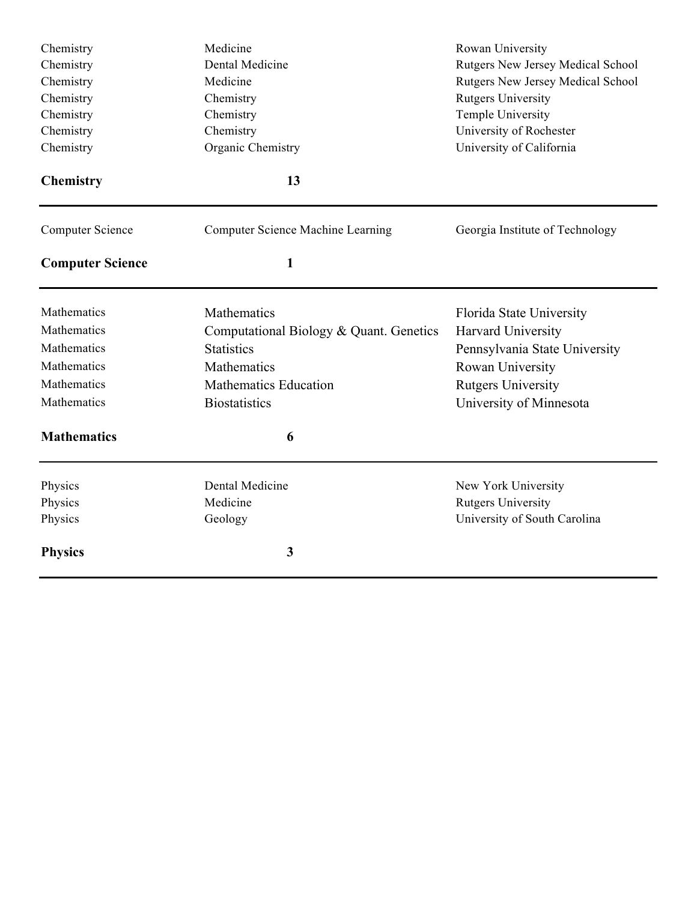| | | |
|---|---|---|
| Chemistry | Medicine | Rowan University |
| Chemistry | Dental Medicine | Rutgers New Jersey Medical School |
| Chemistry | Medicine | Rutgers New Jersey Medical School |
| Chemistry | Chemistry | Rutgers University |
| Chemistry | Chemistry | Temple University |
| Chemistry | Chemistry | University of Rochester |
| Chemistry | Organic Chemistry | University of California |
| **Chemistry** | **13** | |
| Computer Science | Computer Science Machine Learning | Georgia Institute of Technology |
| **Computer Science** | **1** | |
| Mathematics | Mathematics | Florida State University |
| Mathematics | Computational Biology & Quant. Genetics | Harvard University |
| Mathematics | Statistics | Pennsylvania State University |
| Mathematics | Mathematics | Rowan University |
| Mathematics | Mathematics Education | Rutgers University |
| Mathematics | Biostatistics | University of Minnesota |
| **Mathematics** | **6** | |
| Physics | Dental Medicine | New York University |
| Physics | Medicine | Rutgers University |
| Physics | Geology | University of South Carolina |
| **Physics** | **3** | |